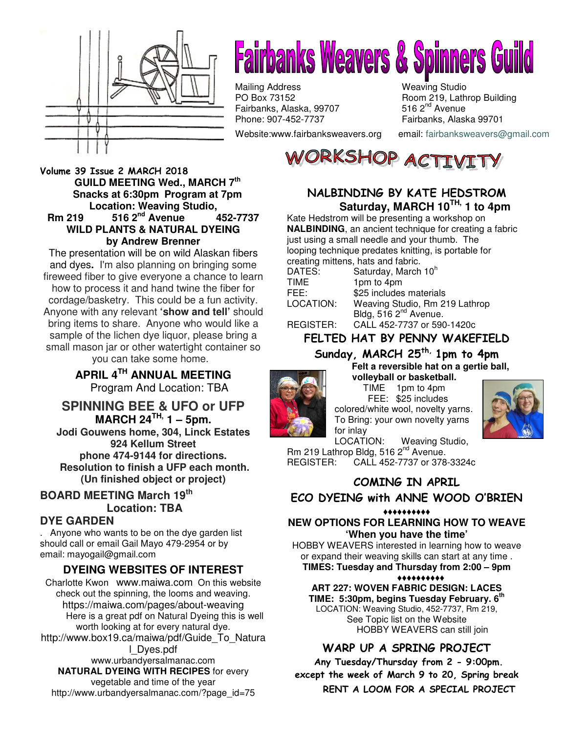# Fairbanks Weavers & Spinners Guild

Mailing Address
PO Box 73152
Fairbanks, Alaska, 99707
Phone: 907-452-7737

Weaving Studio
Room 219, Lathrop Building
516 2nd Avenue
Fairbanks, Alaska 99701

Website:www.fairbanksweavers.org email: fairbanksweavers@gmail.com

Volume 39 Issue 2 MARCH 2018

**GUILD MEETING Wed., MARCH 7th**
**Snacks at 6:30pm Program at 7pm**
**Location: Weaving Studio,**
**Rm 219 516 2nd Avenue 452-7737**

**WILD PLANTS & NATURAL DYEING**
**by Andrew Brenner**

The presentation will be on wild Alaskan fibers and dyes**.** I'm also planning on bringing some fireweed fiber to give everyone a chance to learn how to process it and hand twine the fiber for cordage/basketry. This could be a fun activity. Anyone with any relevant **'show and tell'** should bring items to share. Anyone who would like a sample of the lichen dye liquor, please bring a small mason jar or other watertight container so you can take some home.

## APRIL 4TH ANNUAL MEETING

Program And Location: TBA

## SPINNING BEE & UFO or UFP

**MARCH 24TH, 1 – 5pm.**
**Jodi Gouwens home, 304, Linck Estates**
**924 Kellum Street**
**phone 474-9144 for directions.**
**Resolution to finish a UFP each month.**
**(Un finished object or project)**

## BOARD MEETING March 19th

**Location: TBA**

## DYE GARDEN

. Anyone who wants to be on the dye garden list should call or email Gail Mayo 479-2954 or by email: mayogail@gmail.com

## DYEING WEBSITES OF INTEREST

Charlotte Kwon www.maiwa.com On this website check out the spinning, the looms and weaving.
https://maiwa.com/pages/about-weaving
Here is a great pdf on Natural Dyeing this is well worth looking at for every natural dye.
http://www.box19.ca/maiwa/pdf/Guide_To_Natural_Dyes.pdf
www.urbandyersalmanac.com
**NATURAL DYEING WITH RECIPES** for every vegetable and time of the year
http://www.urbandyersalmanac.com/?page_id=75

# WORKSHOP ACTIVITY

## NALBINDING BY KATE HEDSTROM

**Saturday, MARCH 10TH, 1 to 4pm**

Kate Hedstrom will be presenting a workshop on **NALBINDING**, an ancient technique for creating a fabric just using a small needle and your thumb. The looping technique predates knitting, is portable for creating mittens, hats and fabric.

| | |
|---|---|
| DATES: | Saturday, March 10h |
| TIME | 1pm to 4pm |
| FEE: | $25 includes materials |
| LOCATION: | Weaving Studio, Rm 219 Lathrop Bldg, 516 2nd Avenue. |
| REGISTER: | CALL 452-7737 or 590-1420c |

## FELTED HAT BY PENNY WAKEFIELD

**Sunday, MARCH 25th, 1pm to 4pm**

**Felt a reversible hat on a gertie ball, volleyball or basketball.**

TIME 1pm to 4pm
FEE: $25 includes colored/white wool, novelty yarns.
To Bring: your own novelty yarns for inlay
LOCATION: Weaving Studio, Rm 219 Lathrop Bldg, 516 2nd Avenue.
REGISTER: CALL 452-7737 or 378-3324c

## COMING IN APRIL

## ECO DYEING with ANNE WOOD O'BRIEN

♦♦♦♦♦♦♦♦♦♦

**NEW OPTIONS FOR LEARNING HOW TO WEAVE**
**'When you have the time'**

HOBBY WEAVERS interested in learning how to weave or expand their weaving skills can start at any time .
**TIMES: Tuesday and Thursday from 2:00 – 9pm**

♦♦♦♦♦♦♦♦♦♦

**ART 227: WOVEN FABRIC DESIGN: LACES**
**TIME: 5:30pm, begins Tuesday February. 6th**
LOCATION: Weaving Studio, 452-7737, Rm 219,
See Topic list on the Website
HOBBY WEAVERS can still join

## WARP UP A SPRING PROJECT

**Any Tuesday/Thursday from 2 - 9:00pm.**
**except the week of March 9 to 20, Spring break**

**RENT A LOOM FOR A SPECIAL PROJECT**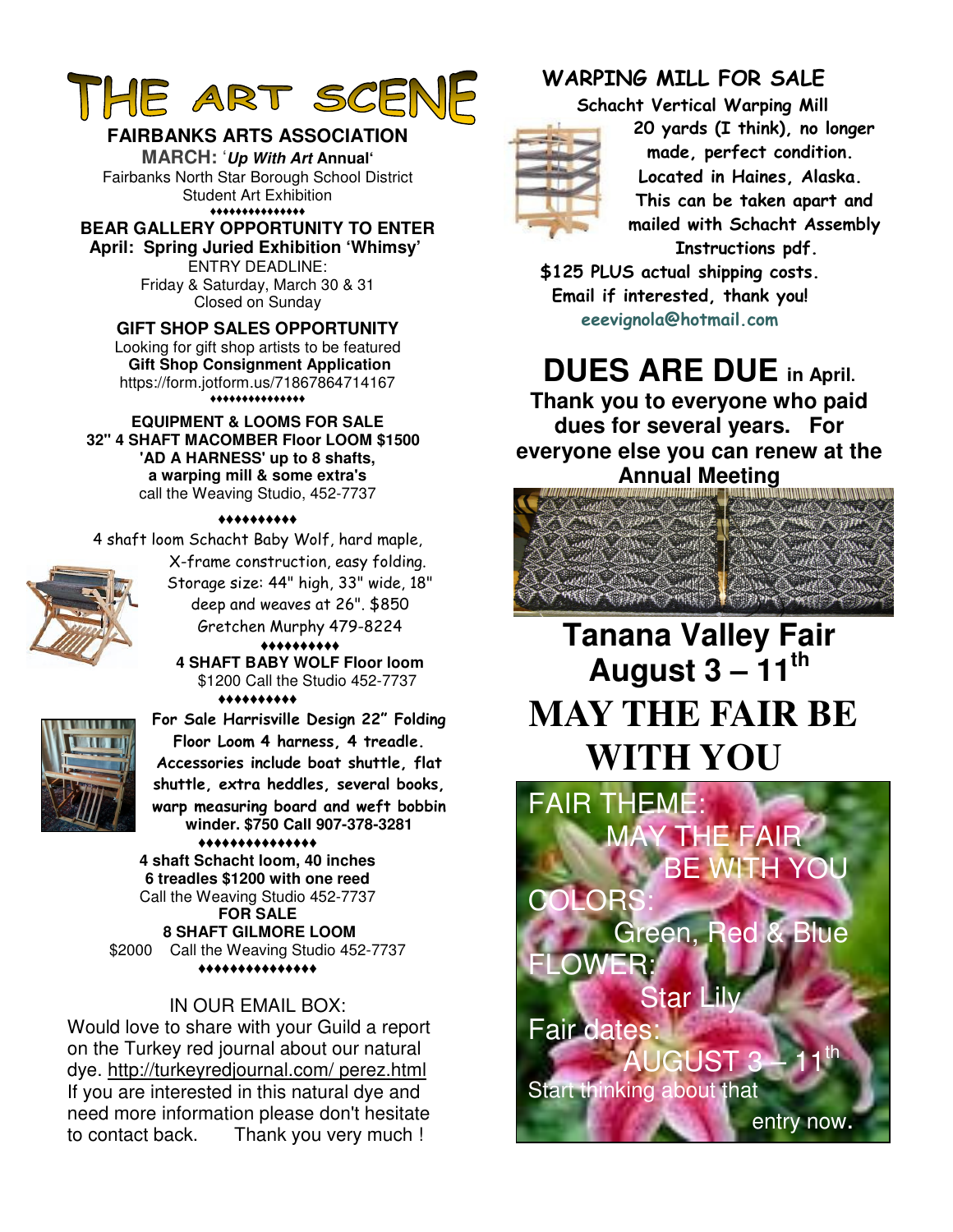# THE ART SCENE

## FAIRBANKS ARTS ASSOCIATION

**MARCH:** '*Up With Art* **Annual**'
Fairbanks North Star Borough School District
Student Art Exhibition

♦♦♦♦♦♦♦♦♦♦♦♦♦♦

**BEAR GALLERY OPPORTUNITY TO ENTER**
**April: Spring Juried Exhibition 'Whimsy'**
ENTRY DEADLINE:
Friday & Saturday, March 30 & 31
Closed on Sunday

**GIFT SHOP SALES OPPORTUNITY**
Looking for gift shop artists to be featured
**Gift Shop Consignment Application**
https://form.jotform.us/71867864714167

♦♦♦♦♦♦♦♦♦♦♦♦♦♦

**EQUIPMENT & LOOMS FOR SALE**
**32" 4 SHAFT MACOMBER Floor LOOM $1500**
**'AD A HARNESS' up to 8 shafts,**
**a warping mill & some extra's**
call the Weaving Studio, 452-7737

♦♦♦♦♦♦♦♦♦♦

4 shaft loom Schacht Baby Wolf, hard maple, X-frame construction, easy folding. Storage size: 44" high, 33" wide, 18" deep and weaves at 26". $850
Gretchen Murphy 479-8224

♦♦♦♦♦♦♦♦♦♦

**4 SHAFT BABY WOLF Floor loom**
$1200 Call the Studio 452-7737

♦♦♦♦♦♦♦♦♦♦

**For Sale Harrisville Design 22" Folding Floor Loom 4 harness, 4 treadle. Accessories include boat shuttle, flat shuttle, extra heddles, several books, warp measuring board and weft bobbin winder. $750 Call 907-378-3281**

♦♦♦♦♦♦♦♦♦♦♦♦♦♦

**4 shaft Schacht loom, 40 inches**
**6 treadles $1200 with one reed**
Call the Weaving Studio 452-7737

**FOR SALE**
**8 SHAFT GILMORE LOOM**
$2000 Call the Weaving Studio 452-7737

♦♦♦♦♦♦♦♦♦♦♦♦♦♦

IN OUR EMAIL BOX:
Would love to share with your Guild a report on the Turkey red journal about our natural dye. http://turkeyredjournal.com/ perez.html
If you are interested in this natural dye and need more information please don't hesitate to contact back. Thank you very much !

## WARPING MILL FOR SALE

**Schacht Vertical Warping Mill**
**20 yards (I think), no longer made, perfect condition. Located in Haines, Alaska. This can be taken apart and mailed with Schacht Assembly Instructions pdf.**
**$125 PLUS actual shipping costs. Email if interested, thank you!**
eeevignola@hotmail.com

## DUES ARE DUE in April.

**Thank you to everyone who paid dues for several years. For everyone else you can renew at the Annual Meeting**

## Tanana Valley Fair August 3 – 11th

# MAY THE FAIR BE WITH YOU

FAIR THEME:
MAY THE FAIR BE WITH YOU
COLORS:
Green, Red & Blue
FLOWER:
Star Lily
Fair dates:
AUGUST 3 – 11th
Start thinking about that entry now.